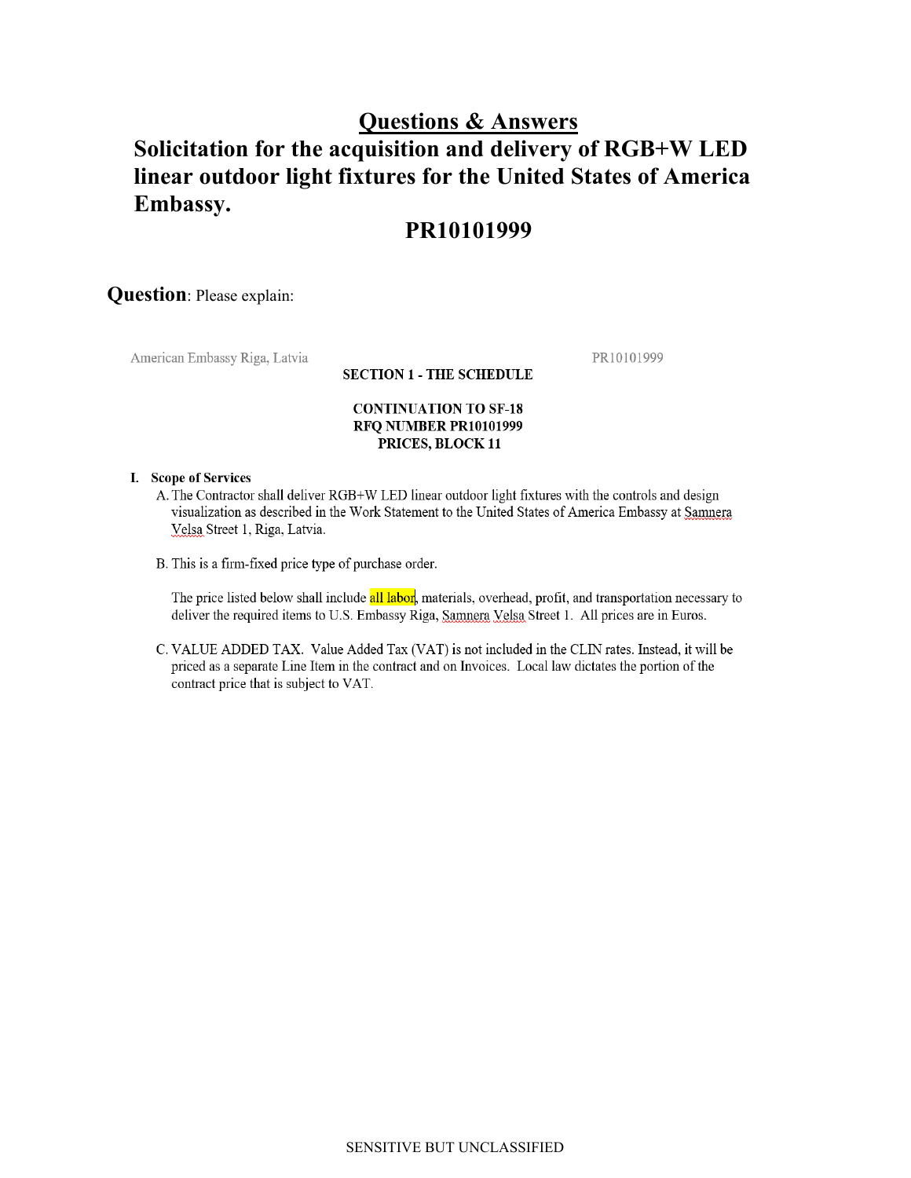# Questions & Answers

## Solicitation for the acquisition and delivery of RGB+W LED linear outdoor light fixtures for the United States of America Embassy.

## PR10101999

**Question**: Please explain:

American Embassy Riga, Latvia PR10101999

**SECTION 1 - THE SCHEDULE**

**CONTINUATION TO SF-18**
**RFQ NUMBER PR10101999**
**PRICES, BLOCK 11**

**I. Scope of Services**

A. The Contractor shall deliver RGB+W LED linear outdoor light fixtures with the controls and design visualization as described in the Work Statement to the United States of America Embassy at Samnera Velsa Street 1, Riga, Latvia.

B. This is a firm-fixed price type of purchase order.

The price listed below shall include all labor, materials, overhead, profit, and transportation necessary to deliver the required items to U.S. Embassy Riga, Samnera Velsa Street 1. All prices are in Euros.

C. VALUE ADDED TAX. Value Added Tax (VAT) is not included in the CLIN rates. Instead, it will be priced as a separate Line Item in the contract and on Invoices. Local law dictates the portion of the contract price that is subject to VAT.

SENSITIVE BUT UNCLASSIFIED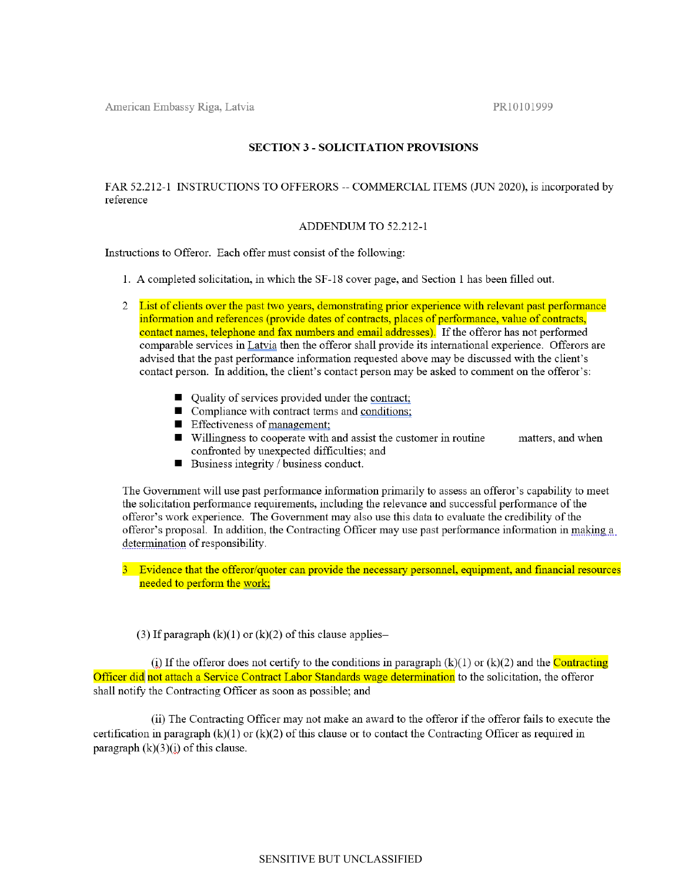## SECTION 3 - SOLICITATION PROVISIONS

FAR 52.212-1 INSTRUCTIONS TO OFFERORS -- COMMERCIAL ITEMS (JUN 2020), is incorporated by reference

ADDENDUM TO 52.212-1

Instructions to Offeror. Each offer must consist of the following:

1. A completed solicitation, in which the SF-18 cover page, and Section 1 has been filled out.

2. List of clients over the past two years, demonstrating prior experience with relevant past performance information and references (provide dates of contracts, places of performance, value of contracts, contact names, telephone and fax numbers and email addresses). If the offeror has not performed comparable services in Latvia then the offeror shall provide its international experience. Offerors are advised that the past performance information requested above may be discussed with the client's contact person. In addition, the client's contact person may be asked to comment on the offeror's:

   - Quality of services provided under the contract;
   - Compliance with contract terms and conditions;
   - Effectiveness of management;
   - Willingness to cooperate with and assist the customer in routine matters, and when confronted by unexpected difficulties; and
   - Business integrity / business conduct.

   The Government will use past performance information primarily to assess an offeror's capability to meet the solicitation performance requirements, including the relevance and successful performance of the offeror's work experience. The Government may also use this data to evaluate the credibility of the offeror's proposal. In addition, the Contracting Officer may use past performance information in making a determination of responsibility.

3. Evidence that the offeror/quoter can provide the necessary personnel, equipment, and financial resources needed to perform the work;

(3) If paragraph (k)(1) or (k)(2) of this clause applies–

(i) If the offeror does not certify to the conditions in paragraph (k)(1) or (k)(2) and the Contracting Officer did not attach a Service Contract Labor Standards wage determination to the solicitation, the offeror shall notify the Contracting Officer as soon as possible; and

(ii) The Contracting Officer may not make an award to the offeror if the offeror fails to execute the certification in paragraph (k)(1) or (k)(2) of this clause or to contact the Contracting Officer as required in paragraph (k)(3)(i) of this clause.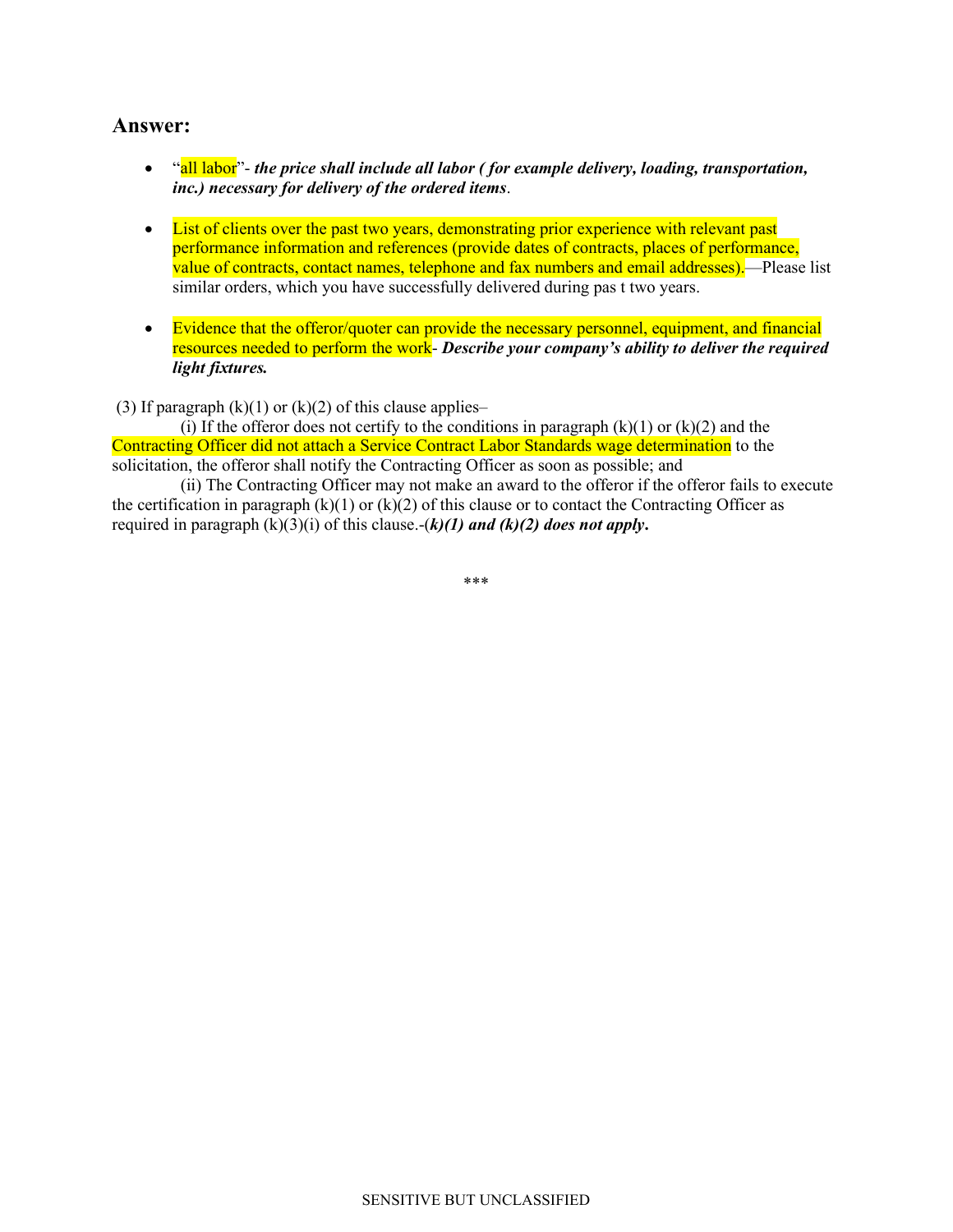## Answer:

- "all labor"- ***the price shall include all labor ( for example delivery, loading, transportation, inc.) necessary for delivery of the ordered items***.

- List of clients over the past two years, demonstrating prior experience with relevant past performance information and references (provide dates of contracts, places of performance, value of contracts, contact names, telephone and fax numbers and email addresses).—Please list similar orders, which you have successfully delivered during pas t two years.

- Evidence that the offeror/quoter can provide the necessary personnel, equipment, and financial resources needed to perform the work- ***Describe your company's ability to deliver the required light fixtures.***

(3) If paragraph (k)(1) or (k)(2) of this clause applies–

(i) If the offeror does not certify to the conditions in paragraph (k)(1) or (k)(2) and the Contracting Officer did not attach a Service Contract Labor Standards wage determination to the solicitation, the offeror shall notify the Contracting Officer as soon as possible; and

(ii) The Contracting Officer may not make an award to the offeror if the offeror fails to execute the certification in paragraph (k)(1) or (k)(2) of this clause or to contact the Contracting Officer as required in paragraph (k)(3)(i) of this clause.-(***k)(1) and (k)(2) does not apply*.**

***

SENSITIVE BUT UNCLASSIFIED